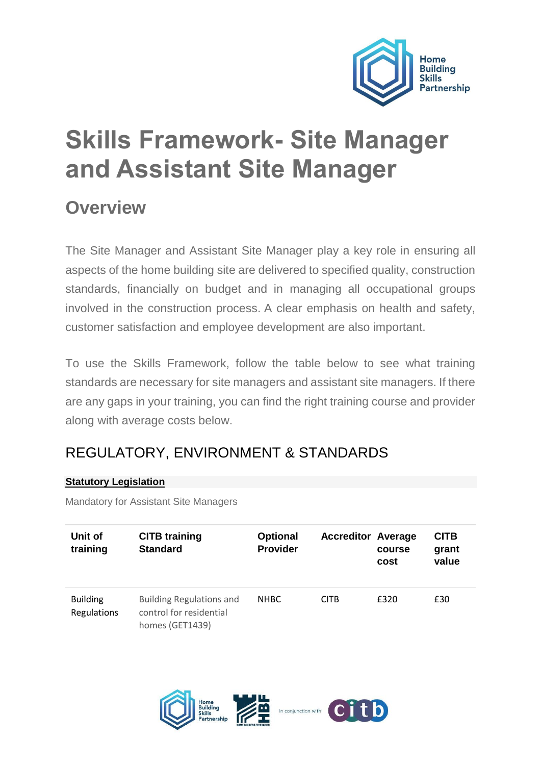# Skills Framework- Site Manager and Assistant Site Manager

## Overview

The Site Manager and Assistant Site Manager play a key role in ensuring all aspects of the home building site are delivered to specified quality, construction standards, financially on budget and in managing all occupational groups involved in the construction process. A clear emphasis on health and safety, customer satisfaction and employee development are also important.

To use the Skills Framework, follow the table below to see what training standards are necessary for site managers and assistant site managers. If there are any gaps in your training, you can find the right training course and provider along with average costs below.

## REGULATORY, ENVIRONMENT & STANDARDS

**Statutory Legislation**

Mandatory for Assistant Site Managers

| Unit of training | CITB training Standard | Optional Provider | Accreditor | Average course cost | CITB grant value |
|---|---|---|---|---|---|
| Building Regulations | Building Regulations and control for residential homes (GET1439) | NHBC | CITB | £320 | £30 |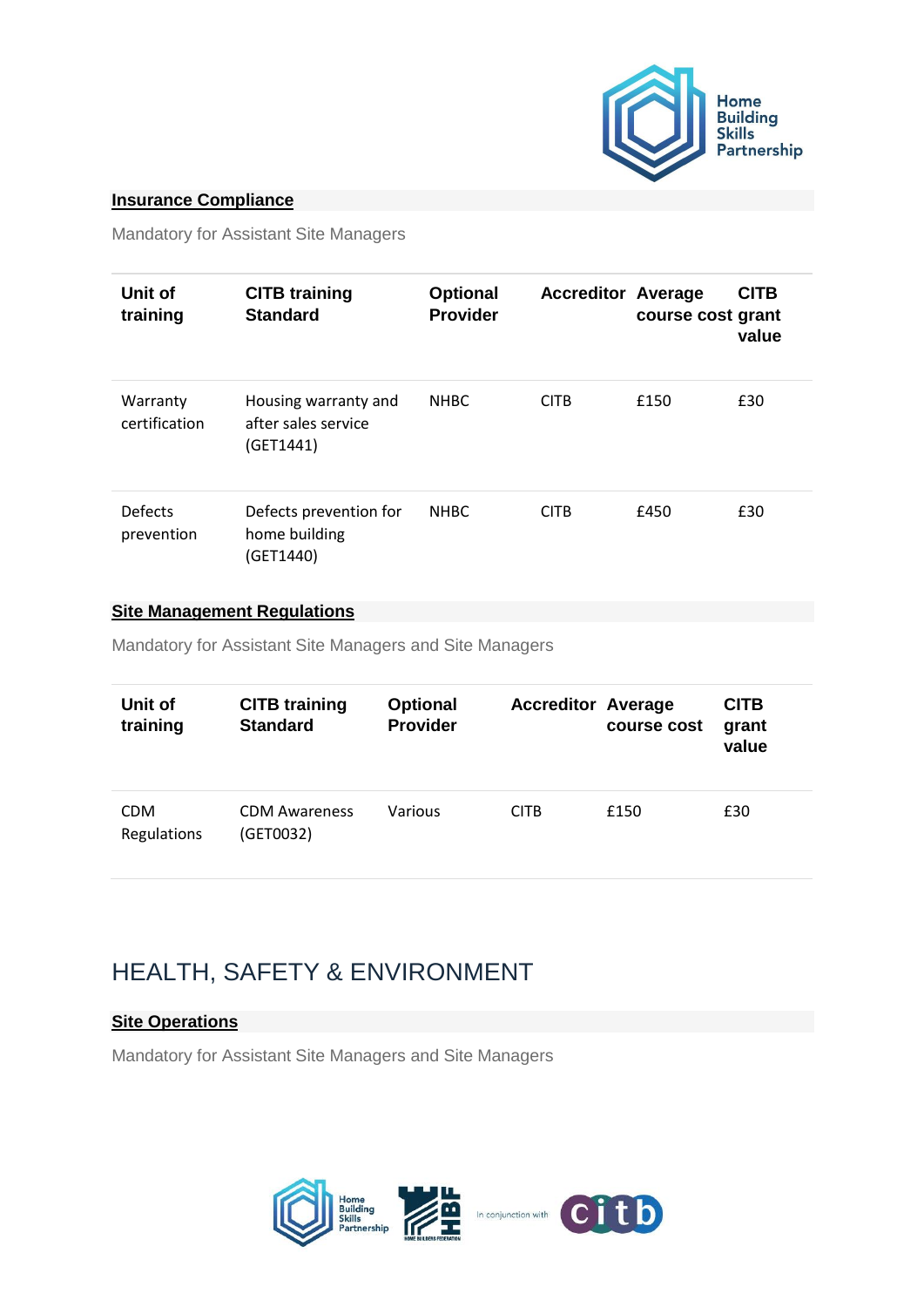### Insurance Compliance

Mandatory for Assistant Site Managers

| Unit of training | CITB training Standard | Optional Provider | Accreditor | Average course cost | CITB grant value |
|---|---|---|---|---|---|
| Warranty certification | Housing warranty and after sales service (GET1441) | NHBC | CITB | £150 | £30 |
| Defects prevention | Defects prevention for home building (GET1440) | NHBC | CITB | £450 | £30 |

### Site Management Regulations

Mandatory for Assistant Site Managers and Site Managers

| Unit of training | CITB training Standard | Optional Provider | Accreditor | Average course cost | CITB grant value |
|---|---|---|---|---|---|
| CDM Regulations | CDM Awareness (GET0032) | Various | CITB | £150 | £30 |

## HEALTH, SAFETY & ENVIRONMENT

### Site Operations

Mandatory for Assistant Site Managers and Site Managers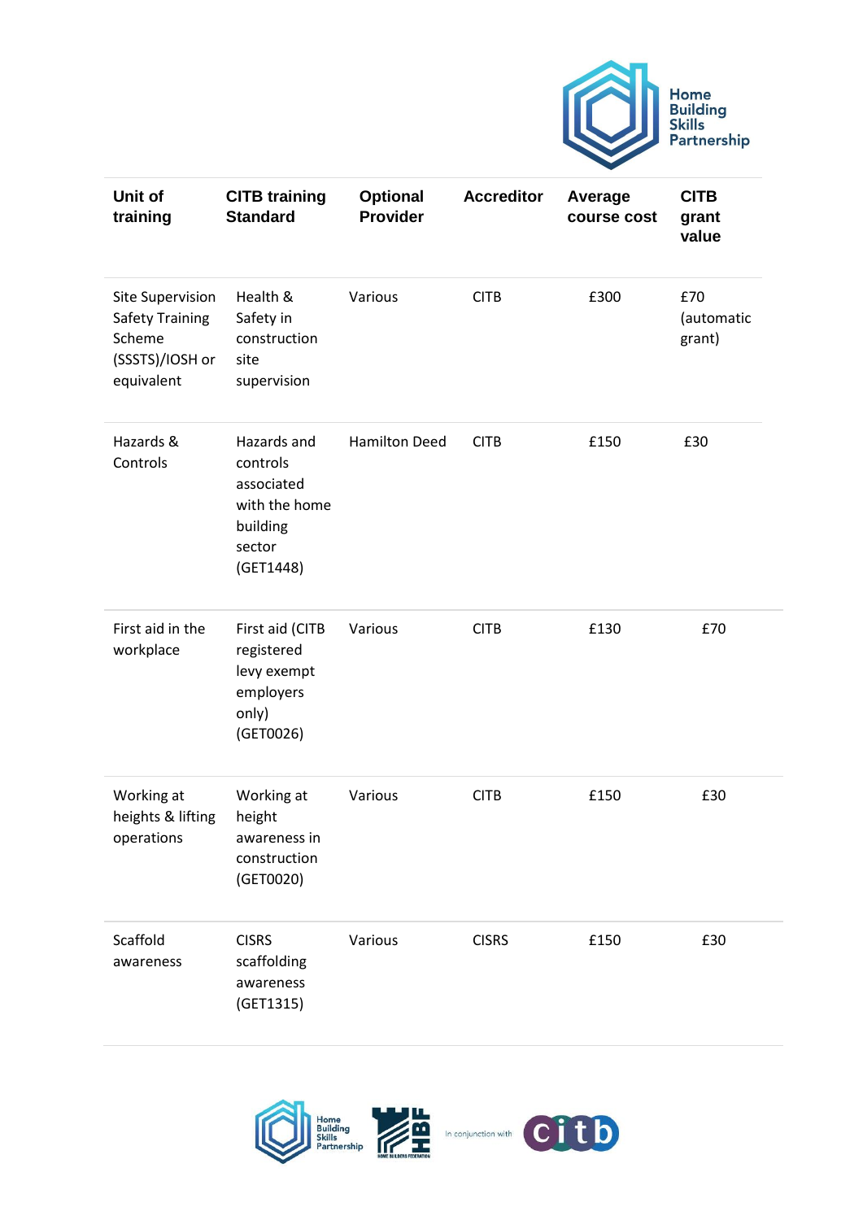| Unit of training | CITB training Standard | Optional Provider | Accreditor | Average course cost | CITB grant value |
|---|---|---|---|---|---|
| Site Supervision Safety Training Scheme (SSSTS)/IOSH or equivalent | Health & Safety in construction site supervision | Various | CITB | £300 | £70 (automatic grant) |
| Hazards & Controls | Hazards and controls associated with the home building sector (GET1448) | Hamilton Deed | CITB | £150 | £30 |
| First aid in the workplace | First aid (CITB registered levy exempt employers only) (GET0026) | Various | CITB | £130 | £70 |
| Working at heights & lifting operations | Working at height awareness in construction (GET0020) | Various | CITB | £150 | £30 |
| Scaffold awareness | CISRS scaffolding awareness (GET1315) | Various | CISRS | £150 | £30 |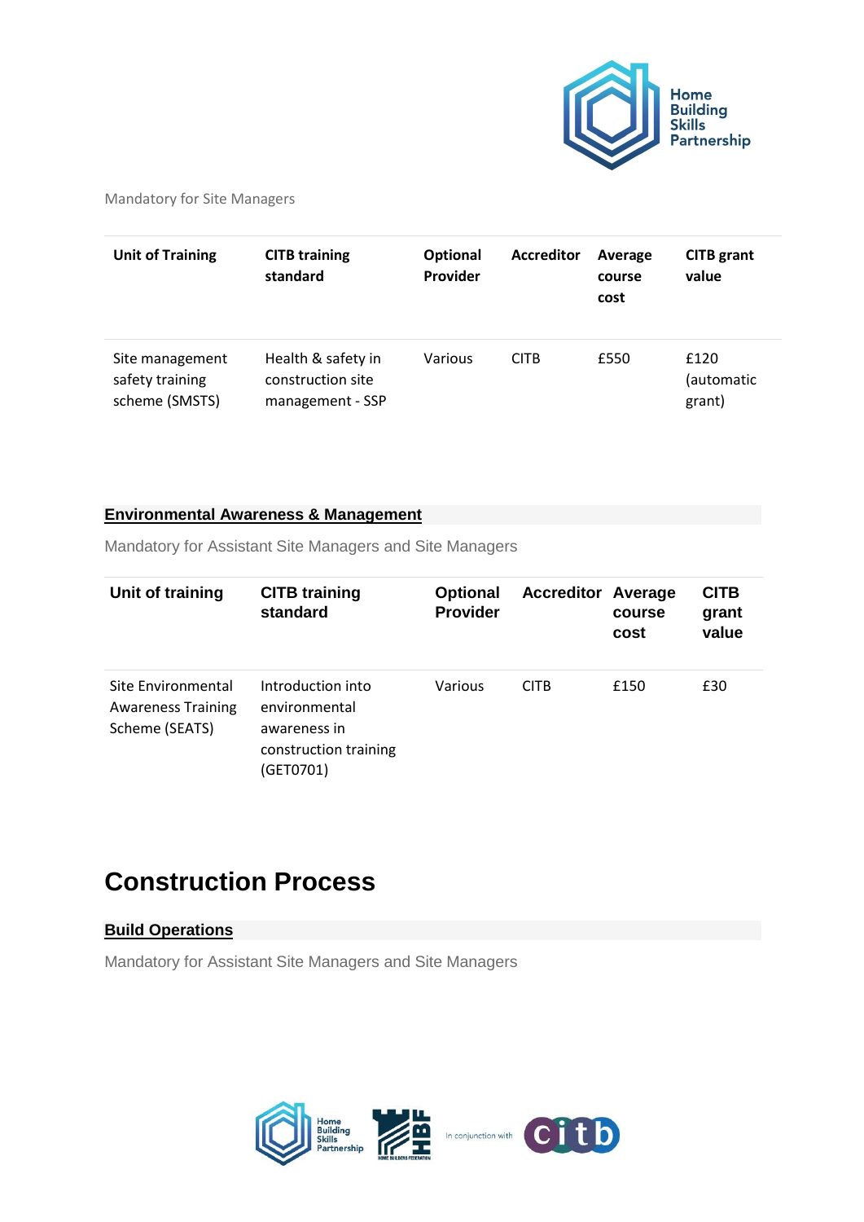Mandatory for Site Managers

| Unit of Training | CITB training standard | Optional Provider | Accreditor | Average course cost | CITB grant value |
|---|---|---|---|---|---|
| Site management safety training scheme (SMSTS) | Health & safety in construction site management - SSP | Various | CITB | £550 | £120 (automatic grant) |

**Environmental Awareness & Management**

Mandatory for Assistant Site Managers and Site Managers

| Unit of training | CITB training standard | Optional Provider | Accreditor | Average course cost | CITB grant value |
|---|---|---|---|---|---|
| Site Environmental Awareness Training Scheme (SEATS) | Introduction into environmental awareness in construction training (GET0701) | Various | CITB | £150 | £30 |

# Construction Process

**Build Operations**

Mandatory for Assistant Site Managers and Site Managers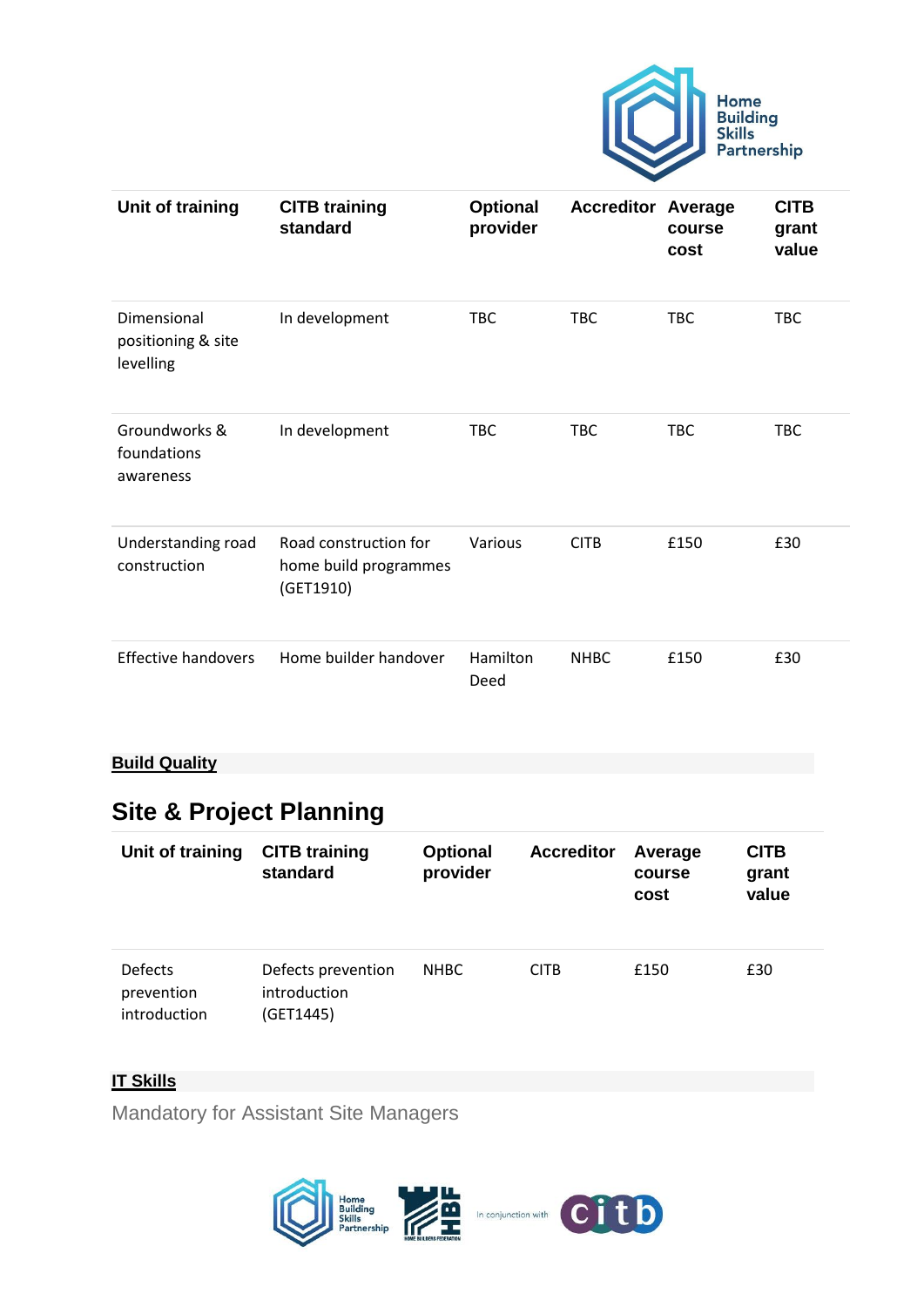| Unit of training | CITB training standard | Optional provider | Accreditor | Average course cost | CITB grant value |
|---|---|---|---|---|---|
| Dimensional positioning & site levelling | In development | TBC | TBC | TBC | TBC |
| Groundworks & foundations awareness | In development | TBC | TBC | TBC | TBC |
| Understanding road construction | Road construction for home build programmes (GET1910) | Various | CITB | £150 | £30 |
| Effective handovers | Home builder handover | Hamilton Deed | NHBC | £150 | £30 |

**Build Quality**

## Site & Project Planning

| Unit of training | CITB training standard | Optional provider | Accreditor | Average course cost | CITB grant value |
|---|---|---|---|---|---|
| Defects prevention introduction | Defects prevention introduction (GET1445) | NHBC | CITB | £150 | £30 |

**IT Skills**

Mandatory for Assistant Site Managers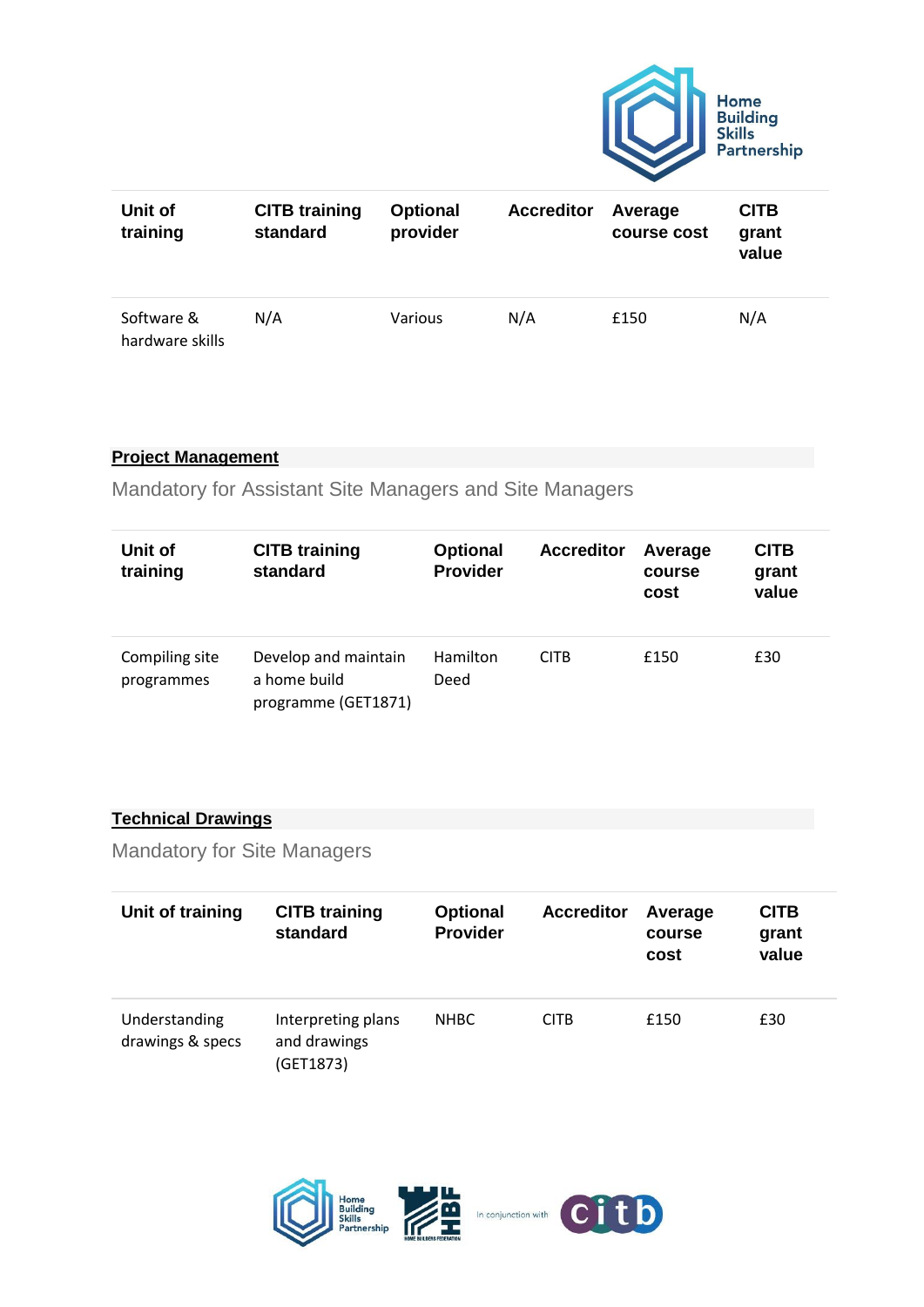| Unit of training | CITB training standard | Optional provider | Accreditor | Average course cost | CITB grant value |
|---|---|---|---|---|---|
| Software & hardware skills | N/A | Various | N/A | £150 | N/A |

## Project Management

Mandatory for Assistant Site Managers and Site Managers

| Unit of training | CITB training standard | Optional Provider | Accreditor | Average course cost | CITB grant value |
|---|---|---|---|---|---|
| Compiling site programmes | Develop and maintain a home build programme (GET1871) | Hamilton Deed | CITB | £150 | £30 |

## Technical Drawings

Mandatory for Site Managers

| Unit of training | CITB training standard | Optional Provider | Accreditor | Average course cost | CITB grant value |
|---|---|---|---|---|---|
| Understanding drawings & specs | Interpreting plans and drawings (GET1873) | NHBC | CITB | £150 | £30 |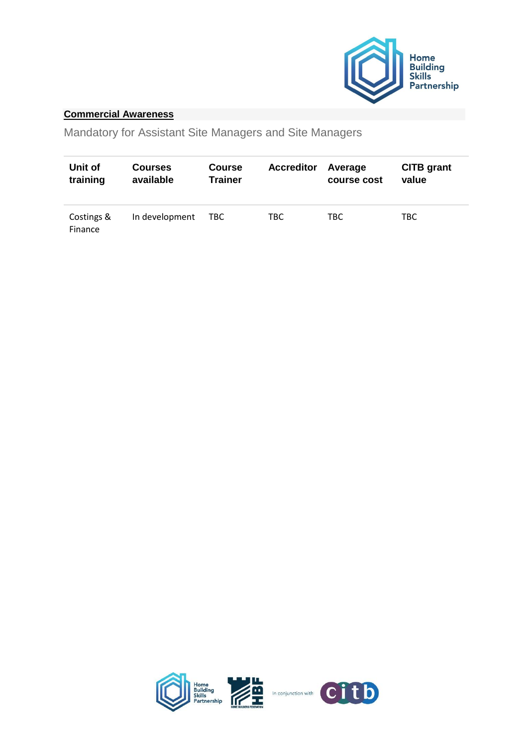**Commercial Awareness**

Mandatory for Assistant Site Managers and Site Managers

| Unit of training | Courses available | Course Trainer | Accreditor | Average course cost | CITB grant value |
|---|---|---|---|---|---|
| Costings & Finance | In development | TBC | TBC | TBC | TBC |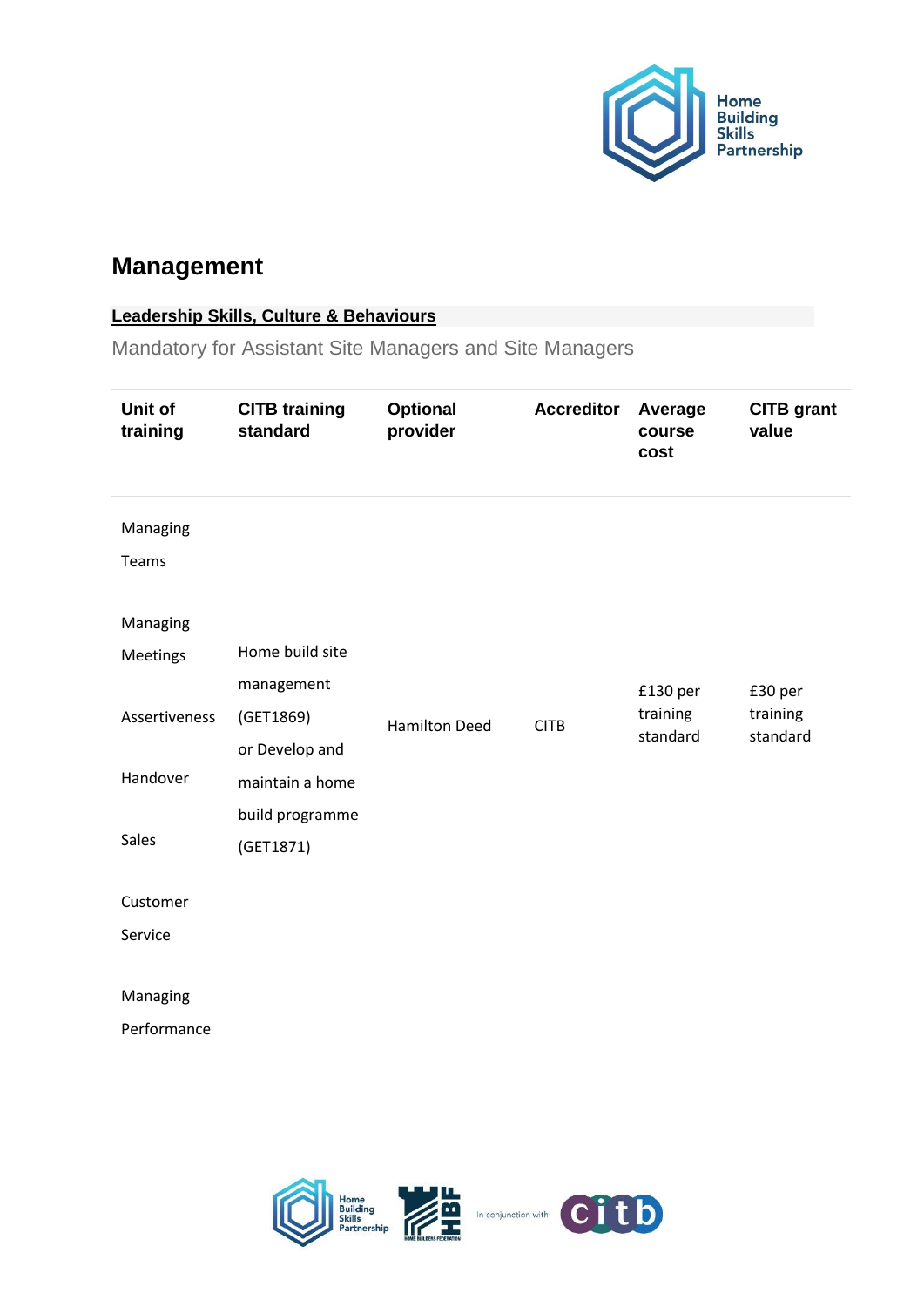## Management

**Leadership Skills, Culture & Behaviours**

Mandatory for Assistant Site Managers and Site Managers

| Unit of training | CITB training standard | Optional provider | Accreditor | Average course cost | CITB grant value |
|---|---|---|---|---|---|
| Managing Teams<br><br>Managing Meetings<br><br>Assertiveness<br><br>Handover<br><br>Sales<br><br>Customer Service<br><br>Managing Performance | Home build site management (GET1869) or Develop and maintain a home build programme (GET1871) | Hamilton Deed | CITB | £130 per training standard | £30 per training standard |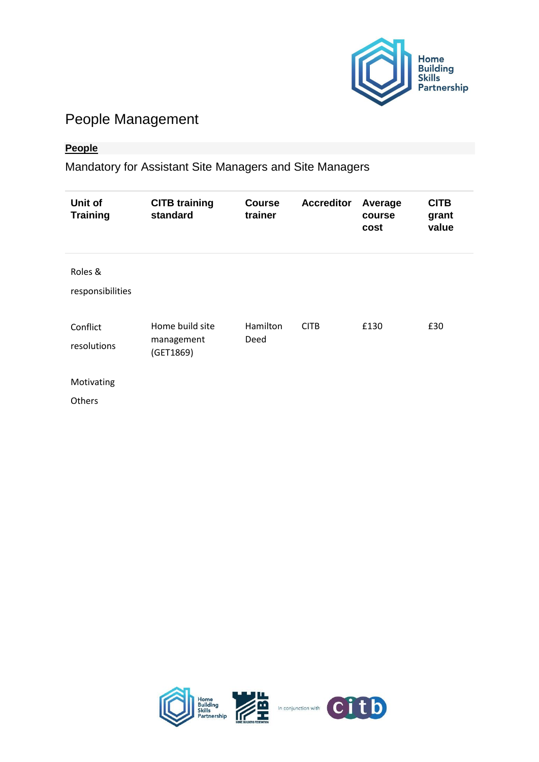# People Management

**People**

Mandatory for Assistant Site Managers and Site Managers

| Unit of Training | CITB training standard | Course trainer | Accreditor | Average course cost | CITB grant value |
|---|---|---|---|---|---|
| Roles & responsibilities | | | | | |
| Conflict resolutions | Home build site management (GET1869) | Hamilton Deed | CITB | £130 | £30 |
| Motivating Others | | | | | |